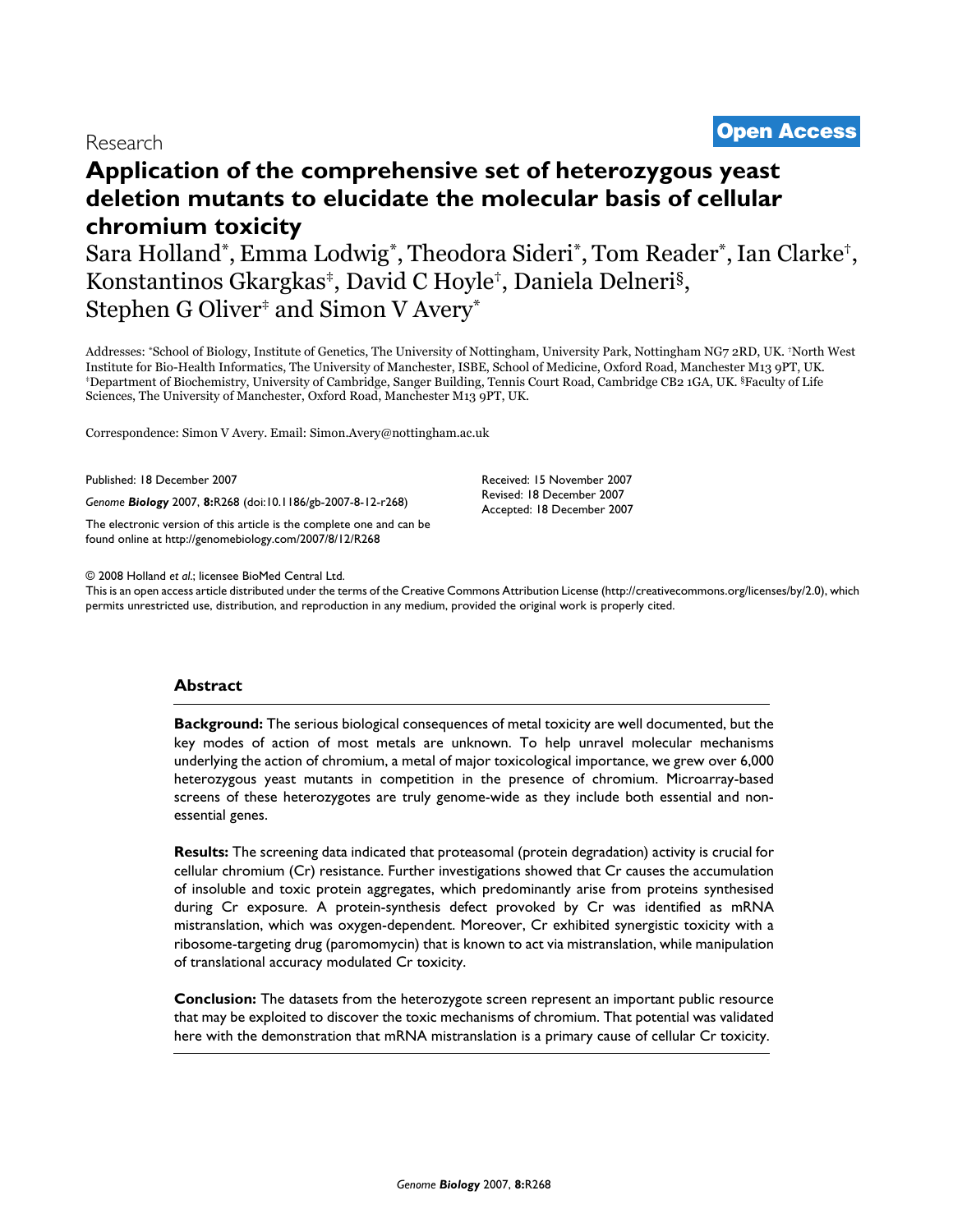Research

**Open Access**

# Application of the comprehensive set of heterozygous yeast deletion mutants to elucidate the molecular basis of cellular chromium toxicity

Sara Holland[*], Emma Lodwig[*], Theodora Sideri[*], Tom Reader[*], Ian Clarke[†], Konstantinos Gkargkas[‡], David C Hoyle[†], Daniela Delneri[§], Stephen G Oliver[‡] and Simon V Avery[*]

Addresses: [*]School of Biology, Institute of Genetics, The University of Nottingham, University Park, Nottingham NG7 2RD, UK. [†]North West Institute for Bio-Health Informatics, The University of Manchester, ISBE, School of Medicine, Oxford Road, Manchester M13 9PT, UK. [‡]Department of Biochemistry, University of Cambridge, Sanger Building, Tennis Court Road, Cambridge CB2 1GA, UK. [§]Faculty of Life Sciences, The University of Manchester, Oxford Road, Manchester M13 9PT, UK.

Correspondence: Simon V Avery. Email: Simon.Avery@nottingham.ac.uk

Published: 18 December 2007

*Genome **Biology*** 2007, **8:**R268 (doi:10.1186/gb-2007-8-12-r268)

The electronic version of this article is the complete one and can be found online at http://genomebiology.com/2007/8/12/R268

Received: 15 November 2007
Revised: 18 December 2007
Accepted: 18 December 2007

© 2008 Holland *et al*.; licensee BioMed Central Ltd.
This is an open access article distributed under the terms of the Creative Commons Attribution License (http://creativecommons.org/licenses/by/2.0), which permits unrestricted use, distribution, and reproduction in any medium, provided the original work is properly cited.

## Abstract

**Background:** The serious biological consequences of metal toxicity are well documented, but the key modes of action of most metals are unknown. To help unravel molecular mechanisms underlying the action of chromium, a metal of major toxicological importance, we grew over 6,000 heterozygous yeast mutants in competition in the presence of chromium. Microarray-based screens of these heterozygotes are truly genome-wide as they include both essential and non-essential genes.

**Results:** The screening data indicated that proteasomal (protein degradation) activity is crucial for cellular chromium (Cr) resistance. Further investigations showed that Cr causes the accumulation of insoluble and toxic protein aggregates, which predominantly arise from proteins synthesised during Cr exposure. A protein-synthesis defect provoked by Cr was identified as mRNA mistranslation, which was oxygen-dependent. Moreover, Cr exhibited synergistic toxicity with a ribosome-targeting drug (paromomycin) that is known to act via mistranslation, while manipulation of translational accuracy modulated Cr toxicity.

**Conclusion:** The datasets from the heterozygote screen represent an important public resource that may be exploited to discover the toxic mechanisms of chromium. That potential was validated here with the demonstration that mRNA mistranslation is a primary cause of cellular Cr toxicity.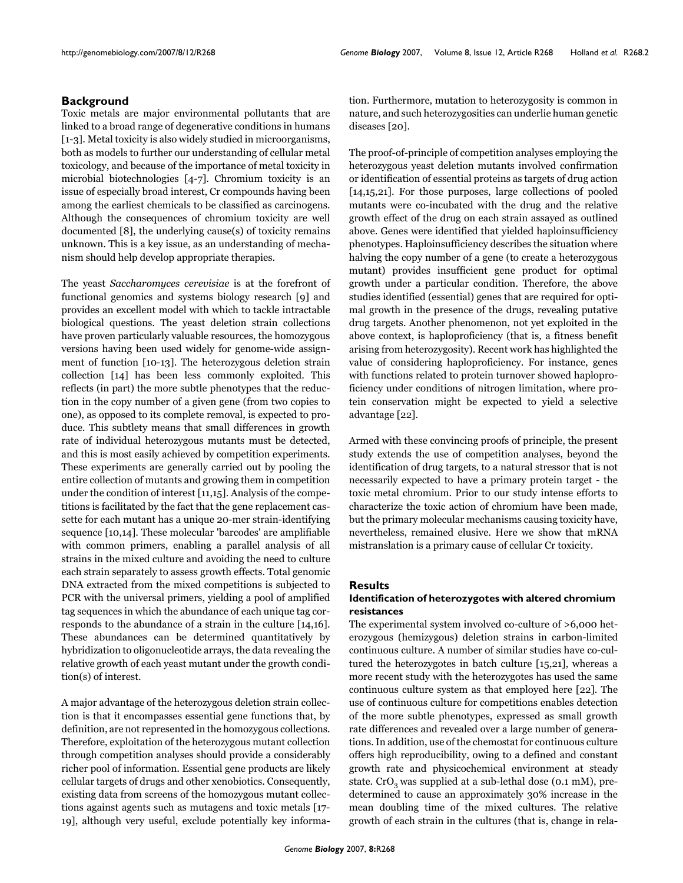## Background

Toxic metals are major environmental pollutants that are linked to a broad range of degenerative conditions in humans [1-3]. Metal toxicity is also widely studied in microorganisms, both as models to further our understanding of cellular metal toxicology, and because of the importance of metal toxicity in microbial biotechnologies [4-7]. Chromium toxicity is an issue of especially broad interest, Cr compounds having been among the earliest chemicals to be classified as carcinogens. Although the consequences of chromium toxicity are well documented [8], the underlying cause(s) of toxicity remains unknown. This is a key issue, as an understanding of mechanism should help develop appropriate therapies.

The yeast *Saccharomyces cerevisiae* is at the forefront of functional genomics and systems biology research [9] and provides an excellent model with which to tackle intractable biological questions. The yeast deletion strain collections have proven particularly valuable resources, the homozygous versions having been used widely for genome-wide assignment of function [10-13]. The heterozygous deletion strain collection [14] has been less commonly exploited. This reflects (in part) the more subtle phenotypes that the reduction in the copy number of a given gene (from two copies to one), as opposed to its complete removal, is expected to produce. This subtlety means that small differences in growth rate of individual heterozygous mutants must be detected, and this is most easily achieved by competition experiments. These experiments are generally carried out by pooling the entire collection of mutants and growing them in competition under the condition of interest [11,15]. Analysis of the competitions is facilitated by the fact that the gene replacement cassette for each mutant has a unique 20-mer strain-identifying sequence [10,14]. These molecular 'barcodes' are amplifiable with common primers, enabling a parallel analysis of all strains in the mixed culture and avoiding the need to culture each strain separately to assess growth effects. Total genomic DNA extracted from the mixed competitions is subjected to PCR with the universal primers, yielding a pool of amplified tag sequences in which the abundance of each unique tag corresponds to the abundance of a strain in the culture [14,16]. These abundances can be determined quantitatively by hybridization to oligonucleotide arrays, the data revealing the relative growth of each yeast mutant under the growth condition(s) of interest.

A major advantage of the heterozygous deletion strain collection is that it encompasses essential gene functions that, by definition, are not represented in the homozygous collections. Therefore, exploitation of the heterozygous mutant collection through competition analyses should provide a considerably richer pool of information. Essential gene products are likely cellular targets of drugs and other xenobiotics. Consequently, existing data from screens of the homozygous mutant collections against agents such as mutagens and toxic metals [17-19], although very useful, exclude potentially key information. Furthermore, mutation to heterozygosity is common in nature, and such heterozygosities can underlie human genetic diseases [20].

The proof-of-principle of competition analyses employing the heterozygous yeast deletion mutants involved confirmation or identification of essential proteins as targets of drug action [14,15,21]. For those purposes, large collections of pooled mutants were co-incubated with the drug and the relative growth effect of the drug on each strain assayed as outlined above. Genes were identified that yielded haploinsufficiency phenotypes. Haploinsufficiency describes the situation where halving the copy number of a gene (to create a heterozygous mutant) provides insufficient gene product for optimal growth under a particular condition. Therefore, the above studies identified (essential) genes that are required for optimal growth in the presence of the drugs, revealing putative drug targets. Another phenomenon, not yet exploited in the above context, is haploproficiency (that is, a fitness benefit arising from heterozygosity). Recent work has highlighted the value of considering haploproficiency. For instance, genes with functions related to protein turnover showed haploproficiency under conditions of nitrogen limitation, where protein conservation might be expected to yield a selective advantage [22].

Armed with these convincing proofs of principle, the present study extends the use of competition analyses, beyond the identification of drug targets, to a natural stressor that is not necessarily expected to have a primary protein target - the toxic metal chromium. Prior to our study intense efforts to characterize the toxic action of chromium have been made, but the primary molecular mechanisms causing toxicity have, nevertheless, remained elusive. Here we show that mRNA mistranslation is a primary cause of cellular Cr toxicity.

## Results

### Identification of heterozygotes with altered chromium resistances

The experimental system involved co-culture of >6,000 heterozygous (hemizygous) deletion strains in carbon-limited continuous culture. A number of similar studies have co-cultured the heterozygotes in batch culture [15,21], whereas a more recent study with the heterozygotes has used the same continuous culture system as that employed here [22]. The use of continuous culture for competitions enables detection of the more subtle phenotypes, expressed as small growth rate differences and revealed over a large number of generations. In addition, use of the chemostat for continuous culture offers high reproducibility, owing to a defined and constant growth rate and physicochemical environment at steady state. $CrO_3$ was supplied at a sub-lethal dose (0.1 mM), predetermined to cause an approximately 30% increase in the mean doubling time of the mixed cultures. The relative growth of each strain in the cultures (that is, change in rela-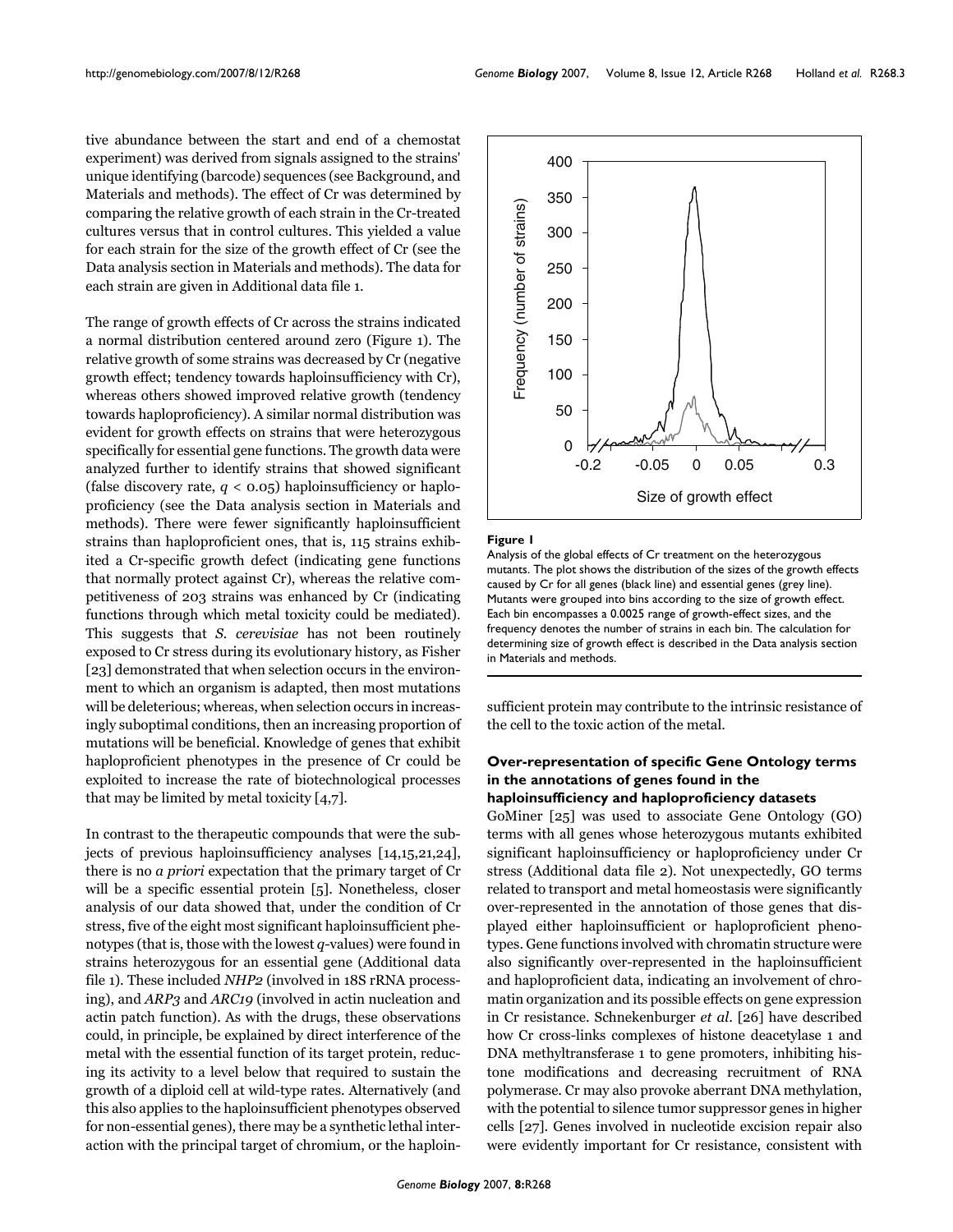tive abundance between the start and end of a chemostat experiment) was derived from signals assigned to the strains' unique identifying (barcode) sequences (see Background, and Materials and methods). The effect of Cr was determined by comparing the relative growth of each strain in the Cr-treated cultures versus that in control cultures. This yielded a value for each strain for the size of the growth effect of Cr (see the Data analysis section in Materials and methods). The data for each strain are given in Additional data file 1.

The range of growth effects of Cr across the strains indicated a normal distribution centered around zero (Figure 1). The relative growth of some strains was decreased by Cr (negative growth effect; tendency towards haploinsufficiency with Cr), whereas others showed improved relative growth (tendency towards haploproficiency). A similar normal distribution was evident for growth effects on strains that were heterozygous specifically for essential gene functions. The growth data were analyzed further to identify strains that showed significant (false discovery rate, $q < 0.05$) haploinsufficiency or haploproficiency (see the Data analysis section in Materials and methods). There were fewer significantly haploinsufficient strains than haploproficient ones, that is, 115 strains exhibited a Cr-specific growth defect (indicating gene functions that normally protect against Cr), whereas the relative competitiveness of 203 strains was enhanced by Cr (indicating functions through which metal toxicity could be mediated). This suggests that *S. cerevisiae* has not been routinely exposed to Cr stress during its evolutionary history, as Fisher [23] demonstrated that when selection occurs in the environment to which an organism is adapted, then most mutations will be deleterious; whereas, when selection occurs in increasingly suboptimal conditions, then an increasing proportion of mutations will be beneficial. Knowledge of genes that exhibit haploproficient phenotypes in the presence of Cr could be exploited to increase the rate of biotechnological processes that may be limited by metal toxicity [4,7].

In contrast to the therapeutic compounds that were the subjects of previous haploinsufficiency analyses [14,15,21,24], there is no *a priori* expectation that the primary target of Cr will be a specific essential protein [5]. Nonetheless, closer analysis of our data showed that, under the condition of Cr stress, five of the eight most significant haploinsufficient phenotypes (that is, those with the lowest $q$-values) were found in strains heterozygous for an essential gene (Additional data file 1). These included *NHP2* (involved in 18S rRNA processing), and *ARP3* and *ARC19* (involved in actin nucleation and actin patch function). As with the drugs, these observations could, in principle, be explained by direct interference of the metal with the essential function of its target protein, reducing its activity to a level below that required to sustain the growth of a diploid cell at wild-type rates. Alternatively (and this also applies to the haploinsufficient phenotypes observed for non-essential genes), there may be a synthetic lethal interaction with the principal target of chromium, or the haploinsufficient protein may contribute to the intrinsic resistance of the cell to the toxic action of the metal.

**Figure 1**

Analysis of the global effects of Cr treatment on the heterozygous mutants. The plot shows the distribution of the sizes of the growth effects caused by Cr for all genes (black line) and essential genes (grey line). Mutants were grouped into bins according to the size of growth effect. Each bin encompasses a 0.0025 range of growth-effect sizes, and the frequency denotes the number of strains in each bin. The calculation for determining size of growth effect is described in the Data analysis section in Materials and methods.

### Over-representation of specific Gene Ontology terms in the annotations of genes found in the haploinsufficiency and haploproficiency datasets

GoMiner [25] was used to associate Gene Ontology (GO) terms with all genes whose heterozygous mutants exhibited significant haploinsufficiency or haploproficiency under Cr stress (Additional data file 2). Not unexpectedly, GO terms related to transport and metal homeostasis were significantly over-represented in the annotation of those genes that displayed either haploinsufficient or haploproficient phenotypes. Gene functions involved with chromatin structure were also significantly over-represented in the haploinsufficient and haploproficient data, indicating an involvement of chromatin organization and its possible effects on gene expression in Cr resistance. Schnekenburger *et al*. [26] have described how Cr cross-links complexes of histone deacetylase 1 and DNA methyltransferase 1 to gene promoters, inhibiting histone modifications and decreasing recruitment of RNA polymerase. Cr may also provoke aberrant DNA methylation, with the potential to silence tumor suppressor genes in higher cells [27]. Genes involved in nucleotide excision repair also were evidently important for Cr resistance, consistent with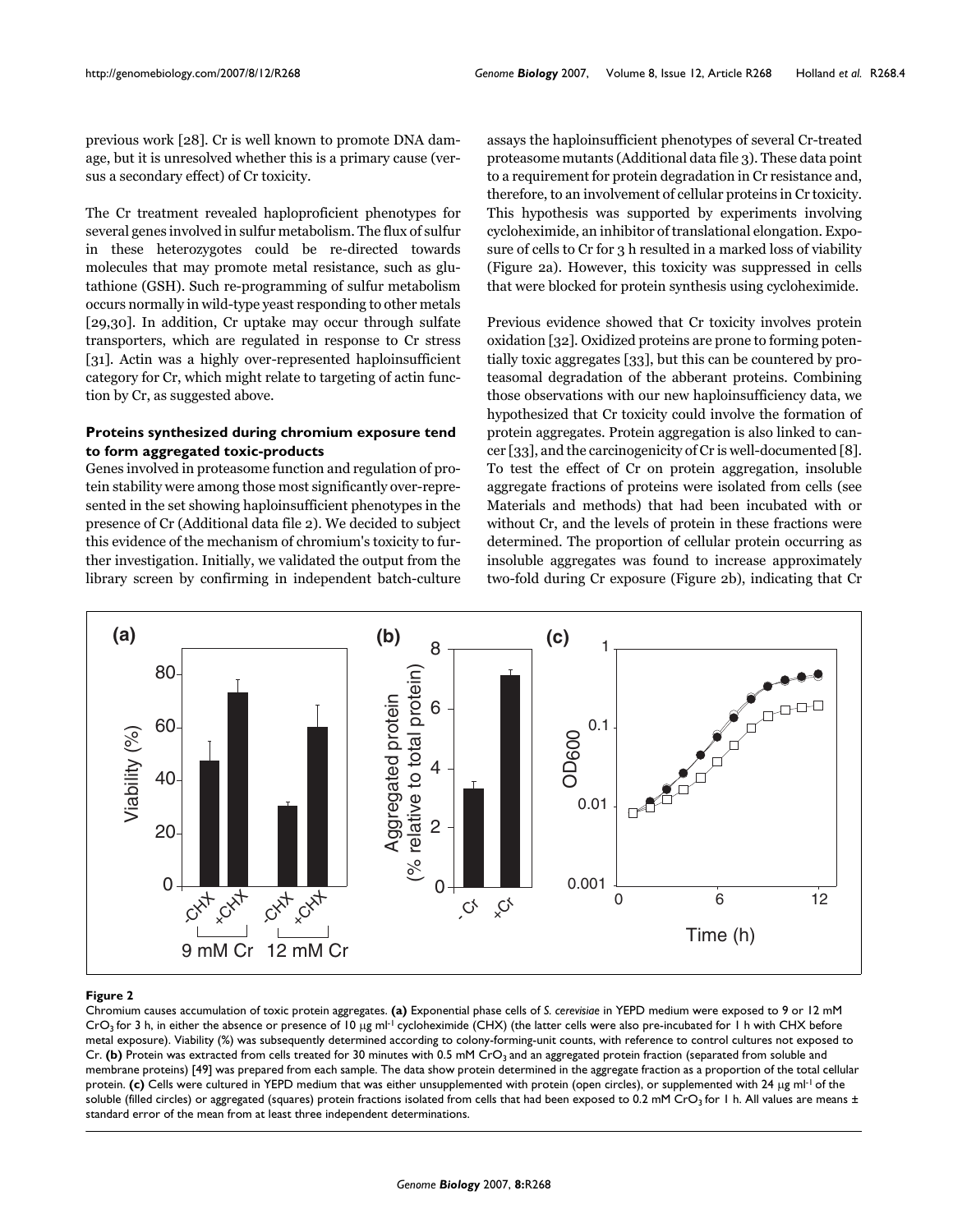previous work [28]. Cr is well known to promote DNA damage, but it is unresolved whether this is a primary cause (versus a secondary effect) of Cr toxicity.

The Cr treatment revealed haploproficient phenotypes for several genes involved in sulfur metabolism. The flux of sulfur in these heterozygotes could be re-directed towards molecules that may promote metal resistance, such as glutathione (GSH). Such re-programming of sulfur metabolism occurs normally in wild-type yeast responding to other metals [29,30]. In addition, Cr uptake may occur through sulfate transporters, which are regulated in response to Cr stress [31]. Actin was a highly over-represented haploinsufficient category for Cr, which might relate to targeting of actin function by Cr, as suggested above.

### Proteins synthesized during chromium exposure tend to form aggregated toxic-products

Genes involved in proteasome function and regulation of protein stability were among those most significantly over-represented in the set showing haploinsufficient phenotypes in the presence of Cr (Additional data file 2). We decided to subject this evidence of the mechanism of chromium's toxicity to further investigation. Initially, we validated the output from the library screen by confirming in independent batch-culture assays the haploinsufficient phenotypes of several Cr-treated proteasome mutants (Additional data file 3). These data point to a requirement for protein degradation in Cr resistance and, therefore, to an involvement of cellular proteins in Cr toxicity. This hypothesis was supported by experiments involving cycloheximide, an inhibitor of translational elongation. Exposure of cells to Cr for 3 h resulted in a marked loss of viability (Figure 2a). However, this toxicity was suppressed in cells that were blocked for protein synthesis using cycloheximide.

Previous evidence showed that Cr toxicity involves protein oxidation [32]. Oxidized proteins are prone to forming potentially toxic aggregates [33], but this can be countered by proteasomal degradation of the abberant proteins. Combining those observations with our new haploinsufficiency data, we hypothesized that Cr toxicity could involve the formation of protein aggregates. Protein aggregation is also linked to cancer [33], and the carcinogenicity of Cr is well-documented [8]. To test the effect of Cr on protein aggregation, insoluble aggregate fractions of proteins were isolated from cells (see Materials and methods) that had been incubated with or without Cr, and the levels of protein in these fractions were determined. The proportion of cellular protein occurring as insoluble aggregates was found to increase approximately two-fold during Cr exposure (Figure 2b), indicating that Cr

**Figure 2**

Chromium causes accumulation of toxic protein aggregates. **(a)** Exponential phase cells of *S. cerevisiae* in YEPD medium were exposed to 9 or 12 mM $CrO_3$ for 3 h, in either the absence or presence of 10 μg ml$^{-1}$ cycloheximide (CHX) (the latter cells were also pre-incubated for 1 h with CHX before metal exposure). Viability (%) was subsequently determined according to colony-forming-unit counts, with reference to control cultures not exposed to Cr. **(b)** Protein was extracted from cells treated for 30 minutes with 0.5 mM $CrO_3$ and an aggregated protein fraction (separated from soluble and membrane proteins) [49] was prepared from each sample. The data show protein determined in the aggregate fraction as a proportion of the total cellular protein. **(c)** Cells were cultured in YEPD medium that was either unsupplemented with protein (open circles), or supplemented with 24 μg ml$^{-1}$ of the soluble (filled circles) or aggregated (squares) protein fractions isolated from cells that had been exposed to 0.2 mM $CrO_3$ for 1 h. All values are means ± standard error of the mean from at least three independent determinations.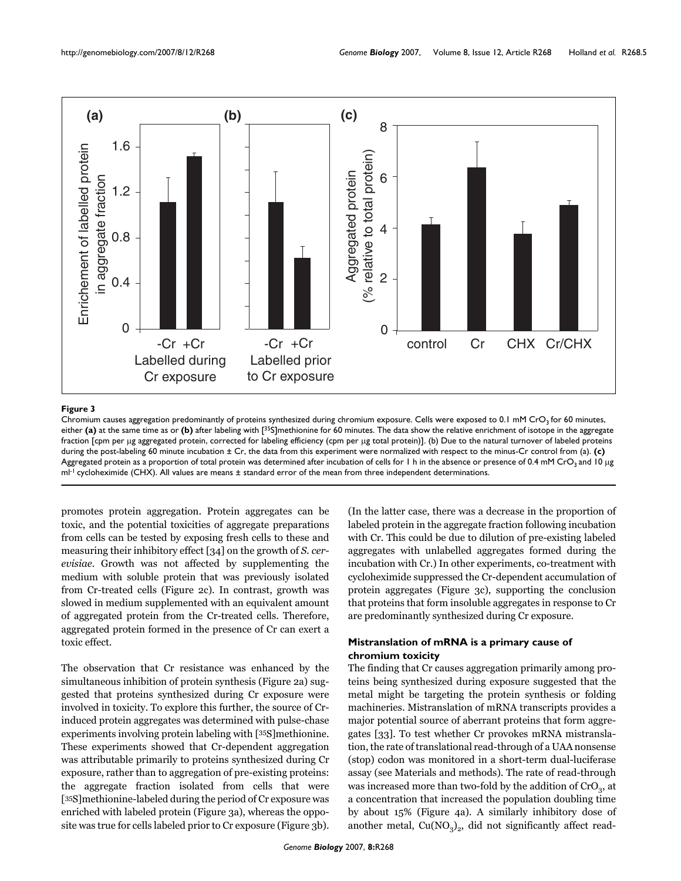**Figure 3**

Chromium causes aggregation predominantly of proteins synthesized during chromium exposure. Cells were exposed to 0.1 mM $CrO_3$ for 60 minutes, either **(a)** at the same time as or **(b)** after labeling with [$^{35}$S]methionine for 60 minutes. The data show the relative enrichment of isotope in the aggregate fraction [cpm per μg aggregated protein, corrected for labeling efficiency (cpm per μg total protein)]. (b) Due to the natural turnover of labeled proteins during the post-labeling 60 minute incubation ± Cr, the data from this experiment were normalized with respect to the minus-Cr control from (a). **(c)** Aggregated protein as a proportion of total protein was determined after incubation of cells for 1 h in the absence or presence of 0.4 mM $CrO_3$ and 10 μg $ml^{-1}$ cycloheximide (CHX). All values are means ± standard error of the mean from three independent determinations.

promotes protein aggregation. Protein aggregates can be toxic, and the potential toxicities of aggregate preparations from cells can be tested by exposing fresh cells to these and measuring their inhibitory effect [34] on the growth of *S. cerevisiae*. Growth was not affected by supplementing the medium with soluble protein that was previously isolated from Cr-treated cells (Figure 2c). In contrast, growth was slowed in medium supplemented with an equivalent amount of aggregated protein from the Cr-treated cells. Therefore, aggregated protein formed in the presence of Cr can exert a toxic effect.

The observation that Cr resistance was enhanced by the simultaneous inhibition of protein synthesis (Figure 2a) suggested that proteins synthesized during Cr exposure were involved in toxicity. To explore this further, the source of Cr-induced protein aggregates was determined with pulse-chase experiments involving protein labeling with [$^{35}$S]methionine. These experiments showed that Cr-dependent aggregation was attributable primarily to proteins synthesized during Cr exposure, rather than to aggregation of pre-existing proteins: the aggregate fraction isolated from cells that were [$^{35}$S]methionine-labeled during the period of Cr exposure was enriched with labeled protein (Figure 3a), whereas the opposite was true for cells labeled prior to Cr exposure (Figure 3b). (In the latter case, there was a decrease in the proportion of labeled protein in the aggregate fraction following incubation with Cr. This could be due to dilution of pre-existing labeled aggregates with unlabelled aggregates formed during the incubation with Cr.) In other experiments, co-treatment with cycloheximide suppressed the Cr-dependent accumulation of protein aggregates (Figure 3c), supporting the conclusion that proteins that form insoluble aggregates in response to Cr are predominantly synthesized during Cr exposure.

### Mistranslation of mRNA is a primary cause of chromium toxicity

The finding that Cr causes aggregation primarily among proteins being synthesized during exposure suggested that the metal might be targeting the protein synthesis or folding machineries. Mistranslation of mRNA transcripts provides a major potential source of aberrant proteins that form aggregates [33]. To test whether Cr provokes mRNA mistranslation, the rate of translational read-through of a UAA nonsense (stop) codon was monitored in a short-term dual-luciferase assay (see Materials and methods). The rate of read-through was increased more than two-fold by the addition of $CrO_3$, at a concentration that increased the population doubling time by about 15% (Figure 4a). A similarly inhibitory dose of another metal, $Cu(NO_3)_2$, did not significantly affect read-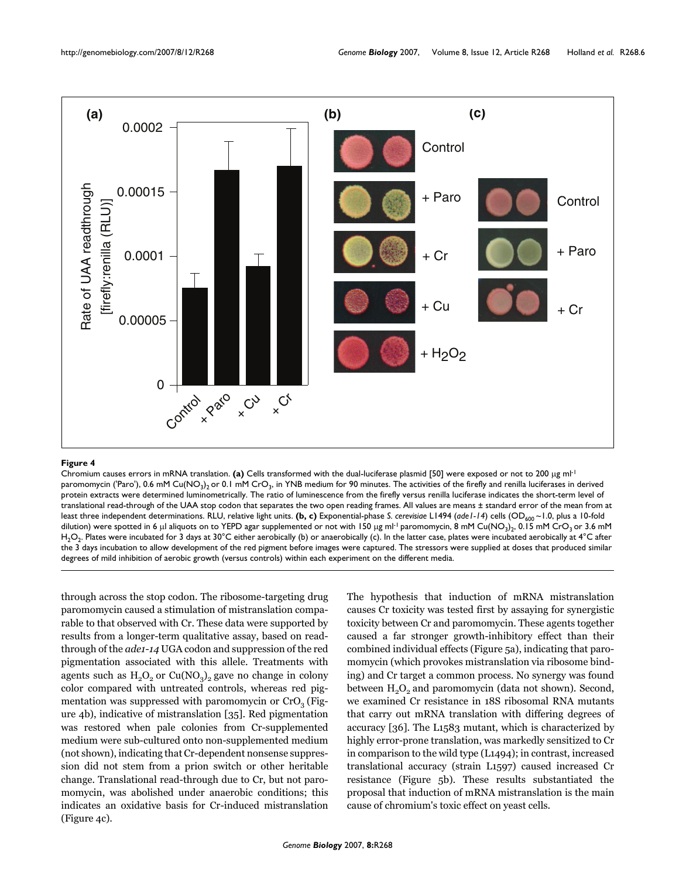**Figure 4**

Chromium causes errors in mRNA translation. **(a)** Cells transformed with the dual-luciferase plasmid [50] were exposed or not to 200 μg ml$^{-1}$ paromomycin ('Paro'), 0.6 mM $Cu(NO_3)_2$ or 0.1 mM $CrO_3$, in YNB medium for 90 minutes. The activities of the firefly and renilla luciferases in derived protein extracts were determined luminometrically. The ratio of luminescence from the firefly versus renilla luciferase indicates the short-term level of translational read-through of the UAA stop codon that separates the two open reading frames. All values are means ± standard error of the mean from at least three independent determinations. RLU, relative light units. **(b, c)** Exponential-phase *S. cerevisiae* L1494 (*ade1-14*) cells ($OD_{600}$ ~1.0, plus a 10-fold dilution) were spotted in 6 μl aliquots on to YEPD agar supplemented or not with 150 μg ml$^{-1}$ paromomycin, 8 mM $Cu(NO_3)_2$, 0.15 mM $CrO_3$ or 3.6 mM $H_2O_2$. Plates were incubated for 3 days at 30°C either aerobically (b) or anaerobically (c). In the latter case, plates were incubated aerobically at 4°C after the 3 days incubation to allow development of the red pigment before images were captured. The stressors were supplied at doses that produced similar degrees of mild inhibition of aerobic growth (versus controls) within each experiment on the different media.

through across the stop codon. The ribosome-targeting drug paromomycin caused a stimulation of mistranslation comparable to that observed with Cr. These data were supported by results from a longer-term qualitative assay, based on read-through of the *ade1-14* UGA codon and suppression of the red pigmentation associated with this allele. Treatments with agents such as $H_2O_2$ or $Cu(NO_3)_2$ gave no change in colony color compared with untreated controls, whereas red pigmentation was suppressed with paromomycin or $CrO_3$ (Figure 4b), indicative of mistranslation [35]. Red pigmentation was restored when pale colonies from Cr-supplemented medium were sub-cultured onto non-supplemented medium (not shown), indicating that Cr-dependent nonsense suppression did not stem from a prion switch or other heritable change. Translational read-through due to Cr, but not paromomycin, was abolished under anaerobic conditions; this indicates an oxidative basis for Cr-induced mistranslation (Figure 4c).

The hypothesis that induction of mRNA mistranslation causes Cr toxicity was tested first by assaying for synergistic toxicity between Cr and paromomycin. These agents together caused a far stronger growth-inhibitory effect than their combined individual effects (Figure 5a), indicating that paromomycin (which provokes mistranslation via ribosome binding) and Cr target a common process. No synergy was found between $H_2O_2$ and paromomycin (data not shown). Second, we examined Cr resistance in 18S ribosomal RNA mutants that carry out mRNA translation with differing degrees of accuracy [36]. The L1583 mutant, which is characterized by highly error-prone translation, was markedly sensitized to Cr in comparison to the wild type (L1494); in contrast, increased translational accuracy (strain L1597) caused increased Cr resistance (Figure 5b). These results substantiated the proposal that induction of mRNA mistranslation is the main cause of chromium's toxic effect on yeast cells.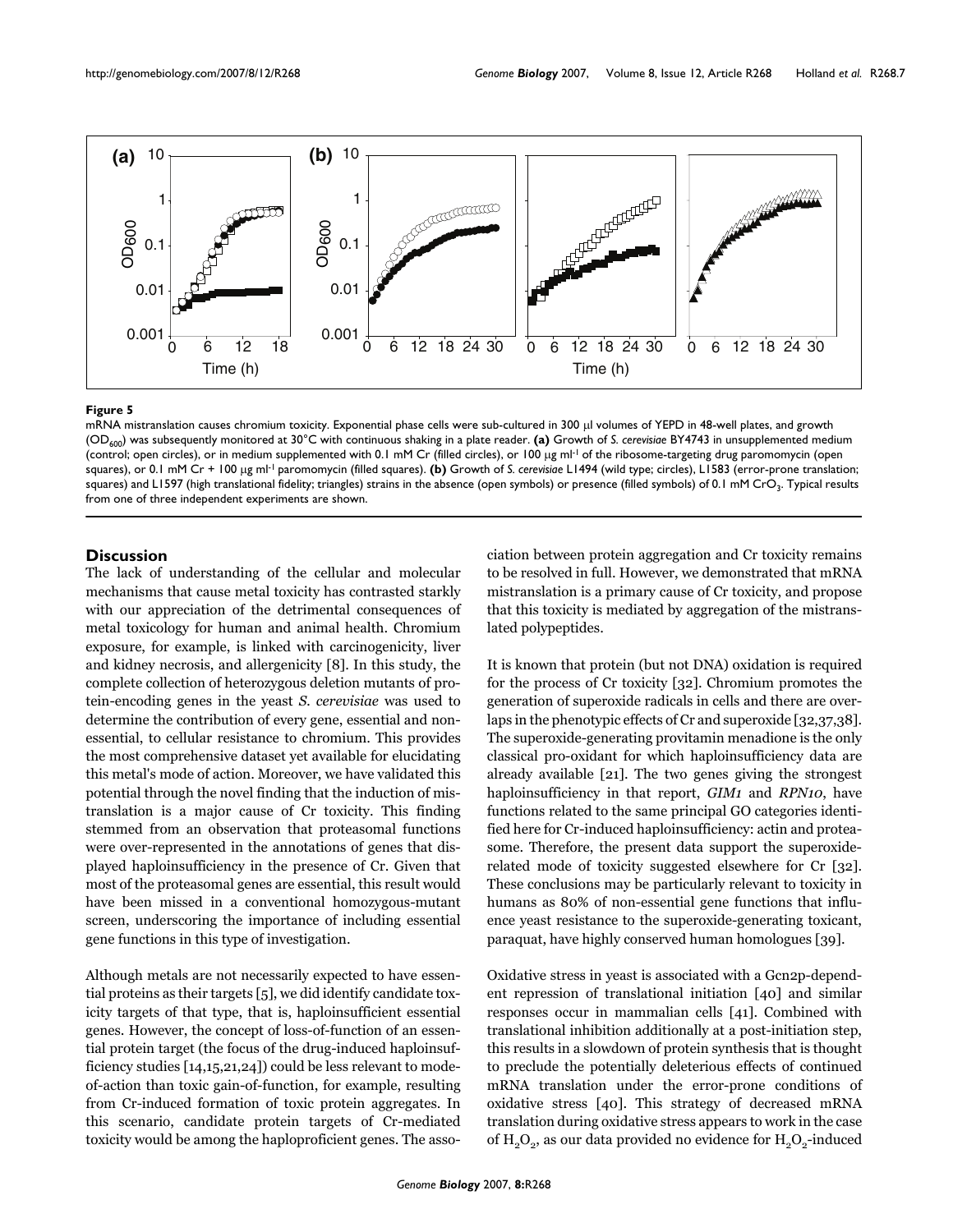**Figure 5**

mRNA mistranslation causes chromium toxicity. Exponential phase cells were sub-cultured in 300 μl volumes of YEPD in 48-well plates, and growth ($OD_{600}$) was subsequently monitored at 30°C with continuous shaking in a plate reader. **(a)** Growth of *S. cerevisiae* BY4743 in unsupplemented medium (control; open circles), or in medium supplemented with 0.1 mM Cr (filled circles), or 100 μg ml[-1] of the ribosome-targeting drug paromomycin (open squares), or 0.1 mM Cr + 100 μg ml[-1] paromomycin (filled squares). **(b)** Growth of *S. cerevisiae* L1494 (wild type; circles), L1583 (error-prone translation; squares) and L1597 (high translational fidelity; triangles) strains in the absence (open symbols) or presence (filled symbols) of 0.1 mM $CrO_3$. Typical results from one of three independent experiments are shown.

## Discussion

The lack of understanding of the cellular and molecular mechanisms that cause metal toxicity has contrasted starkly with our appreciation of the detrimental consequences of metal toxicology for human and animal health. Chromium exposure, for example, is linked with carcinogenicity, liver and kidney necrosis, and allergenicity [8]. In this study, the complete collection of heterozygous deletion mutants of protein-encoding genes in the yeast *S. cerevisiae* was used to determine the contribution of every gene, essential and non-essential, to cellular resistance to chromium. This provides the most comprehensive dataset yet available for elucidating this metal's mode of action. Moreover, we have validated this potential through the novel finding that the induction of mistranslation is a major cause of Cr toxicity. This finding stemmed from an observation that proteasomal functions were over-represented in the annotations of genes that displayed haploinsufficiency in the presence of Cr. Given that most of the proteasomal genes are essential, this result would have been missed in a conventional homozygous-mutant screen, underscoring the importance of including essential gene functions in this type of investigation.

Although metals are not necessarily expected to have essential proteins as their targets [5], we did identify candidate toxicity targets of that type, that is, haploinsufficient essential genes. However, the concept of loss-of-function of an essential protein target (the focus of the drug-induced haploinsufficiency studies [14,15,21,24]) could be less relevant to mode-of-action than toxic gain-of-function, for example, resulting from Cr-induced formation of toxic protein aggregates. In this scenario, candidate protein targets of Cr-mediated toxicity would be among the haploproficient genes. The association between protein aggregation and Cr toxicity remains to be resolved in full. However, we demonstrated that mRNA mistranslation is a primary cause of Cr toxicity, and propose that this toxicity is mediated by aggregation of the mistranslated polypeptides.

It is known that protein (but not DNA) oxidation is required for the process of Cr toxicity [32]. Chromium promotes the generation of superoxide radicals in cells and there are overlaps in the phenotypic effects of Cr and superoxide [32,37,38]. The superoxide-generating provitamin menadione is the only classical pro-oxidant for which haploinsufficiency data are already available [21]. The two genes giving the strongest haploinsufficiency in that report, *GIM1* and *RPN10*, have functions related to the same principal GO categories identified here for Cr-induced haploinsufficiency: actin and proteasome. Therefore, the present data support the superoxide-related mode of toxicity suggested elsewhere for Cr [32]. These conclusions may be particularly relevant to toxicity in humans as 80% of non-essential gene functions that influence yeast resistance to the superoxide-generating toxicant, paraquat, have highly conserved human homologues [39].

Oxidative stress in yeast is associated with a Gcn2p-dependent repression of translational initiation [40] and similar responses occur in mammalian cells [41]. Combined with translational inhibition additionally at a post-initiation step, this results in a slowdown of protein synthesis that is thought to preclude the potentially deleterious effects of continued mRNA translation under the error-prone conditions of oxidative stress [40]. This strategy of decreased mRNA translation during oxidative stress appears to work in the case of $H_2O_2$, as our data provided no evidence for $H_2O_2$-induced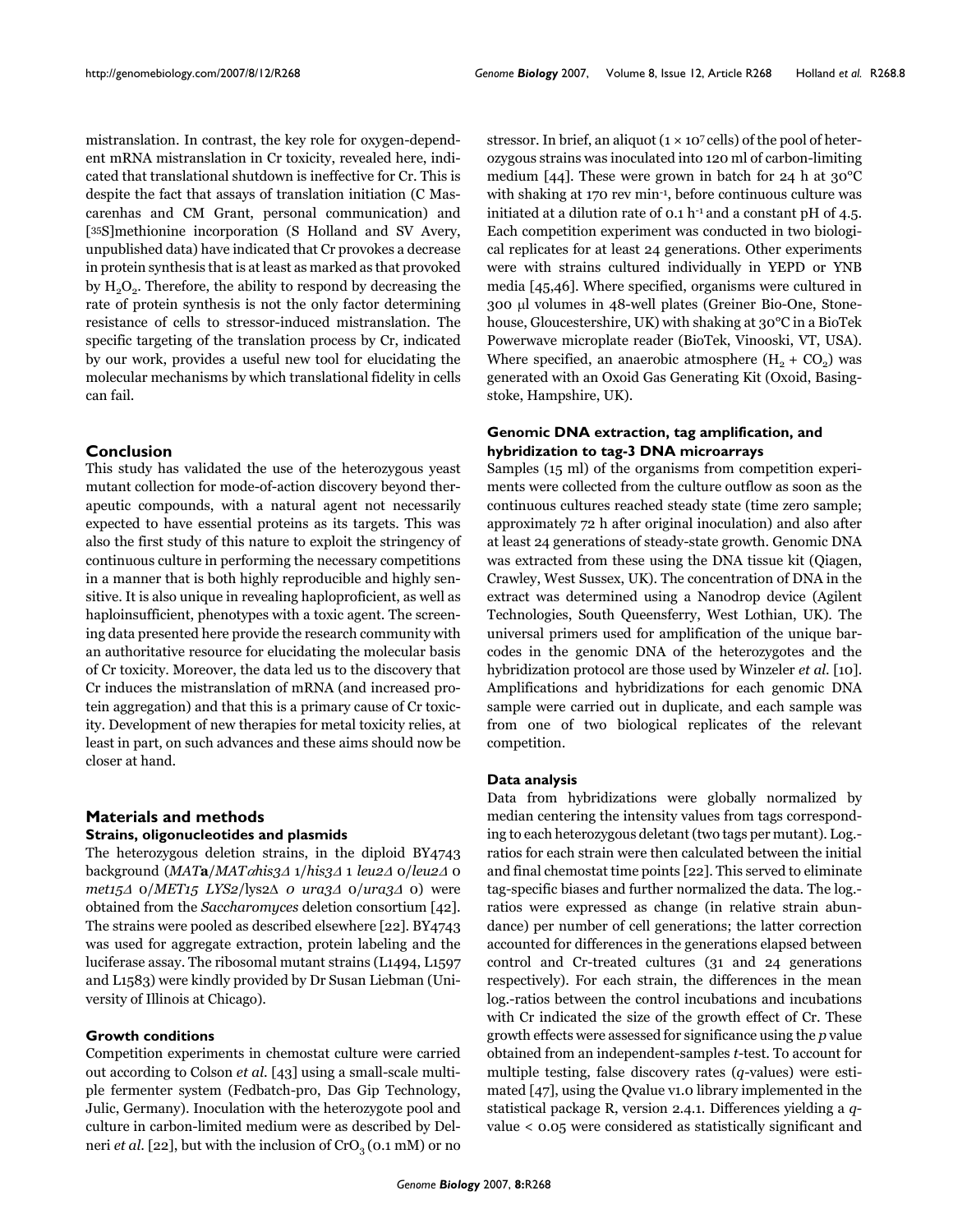mistranslation. In contrast, the key role for oxygen-dependent mRNA mistranslation in Cr toxicity, revealed here, indicated that translational shutdown is ineffective for Cr. This is despite the fact that assays of translation initiation (C Mascarenhas and CM Grant, personal communication) and [35S]methionine incorporation (S Holland and SV Avery, unpublished data) have indicated that Cr provokes a decrease in protein synthesis that is at least as marked as that provoked by $H_2O_2$. Therefore, the ability to respond by decreasing the rate of protein synthesis is not the only factor determining resistance of cells to stressor-induced mistranslation. The specific targeting of the translation process by Cr, indicated by our work, provides a useful new tool for elucidating the molecular mechanisms by which translational fidelity in cells can fail.

## Conclusion

This study has validated the use of the heterozygous yeast mutant collection for mode-of-action discovery beyond therapeutic compounds, with a natural agent not necessarily expected to have essential proteins as its targets. This was also the first study of this nature to exploit the stringency of continuous culture in performing the necessary competitions in a manner that is both highly reproducible and highly sensitive. It is also unique in revealing haploproficient, as well as haploinsufficient, phenotypes with a toxic agent. The screening data presented here provide the research community with an authoritative resource for elucidating the molecular basis of Cr toxicity. Moreover, the data led us to the discovery that Cr induces the mistranslation of mRNA (and increased protein aggregation) and that this is a primary cause of Cr toxicity. Development of new therapies for metal toxicity relies, at least in part, on such advances and these aims should now be closer at hand.

## Materials and methods

### Strains, oligonucleotides and plasmids

The heterozygous deletion strains, in the diploid BY4743 background (*MAT***a**/*MATαhis3Δ* 1/*his3Δ* 1 *leu2Δ* 0/*leu2Δ* 0 *met15Δ* 0/*MET15 LYS2*/lys2*Δ* 0 *ura3Δ* 0/*ura3Δ* 0) were obtained from the *Saccharomyces* deletion consortium [42]. The strains were pooled as described elsewhere [22]. BY4743 was used for aggregate extraction, protein labeling and the luciferase assay. The ribosomal mutant strains (L1494, L1597 and L1583) were kindly provided by Dr Susan Liebman (University of Illinois at Chicago).

### Growth conditions

Competition experiments in chemostat culture were carried out according to Colson *et al.* [43] using a small-scale multiple fermenter system (Fedbatch-pro, Das Gip Technology, Julic, Germany). Inoculation with the heterozygote pool and culture in carbon-limited medium were as described by Delneri *et al.* [22], but with the inclusion of $CrO_3$ (0.1 mM) or no stressor. In brief, an aliquot ($1 \times 10^7$ cells) of the pool of heterozygous strains was inoculated into 120 ml of carbon-limiting medium [44]. These were grown in batch for 24 h at 30°C with shaking at 170 rev min$^{-1}$, before continuous culture was initiated at a dilution rate of 0.1 h$^{-1}$ and a constant pH of 4.5. Each competition experiment was conducted in two biological replicates for at least 24 generations. Other experiments were with strains cultured individually in YEPD or YNB media [45,46]. Where specified, organisms were cultured in 300 μl volumes in 48-well plates (Greiner Bio-One, Stonehouse, Gloucestershire, UK) with shaking at 30°C in a BioTek Powerwave microplate reader (BioTek, Vinooski, VT, USA). Where specified, an anaerobic atmosphere ($H_2$ + $CO_2$) was generated with an Oxoid Gas Generating Kit (Oxoid, Basingstoke, Hampshire, UK).

### Genomic DNA extraction, tag amplification, and hybridization to tag-3 DNA microarrays

Samples (15 ml) of the organisms from competition experiments were collected from the culture outflow as soon as the continuous cultures reached steady state (time zero sample; approximately 72 h after original inoculation) and also after at least 24 generations of steady-state growth. Genomic DNA was extracted from these using the DNA tissue kit (Qiagen, Crawley, West Sussex, UK). The concentration of DNA in the extract was determined using a Nanodrop device (Agilent Technologies, South Queensferry, West Lothian, UK). The universal primers used for amplification of the unique barcodes in the genomic DNA of the heterozygotes and the hybridization protocol are those used by Winzeler *et al.* [10]. Amplifications and hybridizations for each genomic DNA sample were carried out in duplicate, and each sample was from one of two biological replicates of the relevant competition.

### Data analysis

Data from hybridizations were globally normalized by median centering the intensity values from tags corresponding to each heterozygous deletant (two tags per mutant). Log.-ratios for each strain were then calculated between the initial and final chemostat time points [22]. This served to eliminate tag-specific biases and further normalized the data. The log.-ratios were expressed as change (in relative strain abundance) per number of cell generations; the latter correction accounted for differences in the generations elapsed between control and Cr-treated cultures (31 and 24 generations respectively). For each strain, the differences in the mean log.-ratios between the control incubations and incubations with Cr indicated the size of the growth effect of Cr. These growth effects were assessed for significance using the $p$ value obtained from an independent-samples $t$-test. To account for multiple testing, false discovery rates ($q$-values) were estimated [47], using the Qvalue v1.0 library implemented in the statistical package R, version 2.4.1. Differences yielding a $q$-value < 0.05 were considered as statistically significant and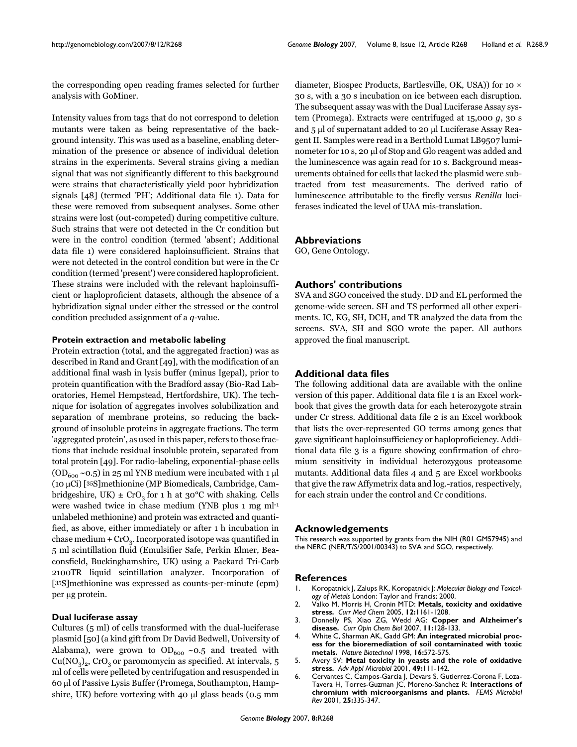the corresponding open reading frames selected for further analysis with GoMiner.

Intensity values from tags that do not correspond to deletion mutants were taken as being representative of the background intensity. This was used as a baseline, enabling determination of the presence or absence of individual deletion strains in the experiments. Several strains giving a median signal that was not significantly different to this background were strains that characteristically yield poor hybridization signals [48] (termed 'PH'; Additional data file 1). Data for these were removed from subsequent analyses. Some other strains were lost (out-competed) during competitive culture. Such strains that were not detected in the Cr condition but were in the control condition (termed 'absent'; Additional data file 1) were considered haploinsufficient. Strains that were not detected in the control condition but were in the Cr condition (termed 'present') were considered haploproficient. These strains were included with the relevant haploinsufficient or haploproficient datasets, although the absence of a hybridization signal under either the stressed or the control condition precluded assignment of a *q*-value.

#### Protein extraction and metabolic labeling

Protein extraction (total, and the aggregated fraction) was as described in Rand and Grant [49], with the modification of an additional final wash in lysis buffer (minus Igepal), prior to protein quantification with the Bradford assay (Bio-Rad Laboratories, Hemel Hempstead, Hertfordshire, UK). The technique for isolation of aggregates involves solubilization and separation of membrane proteins, so reducing the background of insoluble proteins in aggregate fractions. The term 'aggregated protein', as used in this paper, refers to those fractions that include residual insoluble protein, separated from total protein [49]. For radio-labeling, exponential-phase cells ($OD_{600}$ ~0.5) in 25 ml YNB medium were incubated with 1 μl (10 μCi) [$^{35}$S]methionine (MP Biomedicals, Cambridge, Cambridgeshire, UK) ± $CrO_3$ for 1 h at 30°C with shaking. Cells were washed twice in chase medium (YNB plus 1 mg $ml^{-1}$ unlabeled methionine) and protein was extracted and quantified, as above, either immediately or after 1 h incubation in chase medium + $CrO_3$. Incorporated isotope was quantified in 5 ml scintillation fluid (Emulsifier Safe, Perkin Elmer, Beaconsfield, Buckinghamshire, UK) using a Packard Tri-Carb 2100TR liquid scintillation analyzer. Incorporation of [$^{35}$S]methionine was expressed as counts-per-minute (cpm) per μg protein.

#### Dual luciferase assay

Cultures (5 ml) of cells transformed with the dual-luciferase plasmid [50] (a kind gift from Dr David Bedwell, University of Alabama), were grown to $OD_{600}$ ~0.5 and treated with $Cu(NO_3)_2$, $CrO_3$ or paromomycin as specified. At intervals, 5 ml of cells were pelleted by centrifugation and resuspended in 60 μl of Passive Lysis Buffer (Promega, Southampton, Hampshire, UK) before vortexing with 40 μl glass beads (0.5 mm diameter, Biospec Products, Bartlesville, OK, USA)) for 10 × 30 s, with a 30 s incubation on ice between each disruption. The subsequent assay was with the Dual Luciferase Assay system (Promega). Extracts were centrifuged at 15,000 *g*, 30 s and 5 μl of supernatant added to 20 μl Luciferase Assay Reagent II. Samples were read in a Berthold Lumat LB9507 luminometer for 10 s, 20 μl of Stop and Glo reagent was added and the luminescence was again read for 10 s. Background measurements obtained for cells that lacked the plasmid were subtracted from test measurements. The derived ratio of luminescence attributable to the firefly versus *Renilla* luciferases indicated the level of UAA mis-translation.

## Abbreviations

GO, Gene Ontology.

## Authors' contributions

SVA and SGO conceived the study. DD and EL performed the genome-wide screen. SH and TS performed all other experiments. IC, KG, SH, DCH, and TR analyzed the data from the screens. SVA, SH and SGO wrote the paper. All authors approved the final manuscript.

## Additional data files

The following additional data are available with the online version of this paper. Additional data file 1 is an Excel workbook that gives the growth data for each heterozygote strain under Cr stress. Additional data file 2 is an Excel workbook that lists the over-represented GO terms among genes that gave significant haploinsufficiency or haploproficiency. Additional data file 3 is a figure showing confirmation of chromium sensitivity in individual heterozygous proteasome mutants. Additional data files 4 and 5 are Excel workbooks that give the raw Affymetrix data and log.-ratios, respectively, for each strain under the control and Cr conditions.

## Acknowledgements

This research was supported by grants from the NIH (R01 GM57945) and the NERC (NER/T/S/2001/00343) to SVA and SGO, respectively.

## References

1. Koropatnick J, Zalups RK, Koropatnick J: *Molecular Biology and Toxicology of Metals* London: Taylor and Francis; 2000.
2. Valko M, Morris H, Cronin MTD: **Metals, toxicity and oxidative stress.** *Curr Med Chem* 2005, **12:**1161-1208.
3. Donnelly PS, Xiao ZG, Wedd AG: **Copper and Alzheimer's disease.** *Curr Opin Chem Biol* 2007, **11:**128-133.
4. White C, Sharman AK, Gadd GM: **An integrated microbial process for the bioremediation of soil contaminated with toxic metals.** *Nature Biotechnol* 1998, **16:**572-575.
5. Avery SV: **Metal toxicity in yeasts and the role of oxidative stress.** *Adv Appl Microbiol* 2001, **49:**111-142.
6. Cervantes C, Campos-Garcia J, Devars S, Gutierrez-Corona F, Loza-Tavera H, Torres-Guzman JC, Moreno-Sanchez R: **Interactions of chromium with microorganisms and plants.** *FEMS Microbiol Rev* 2001, **25:**335-347.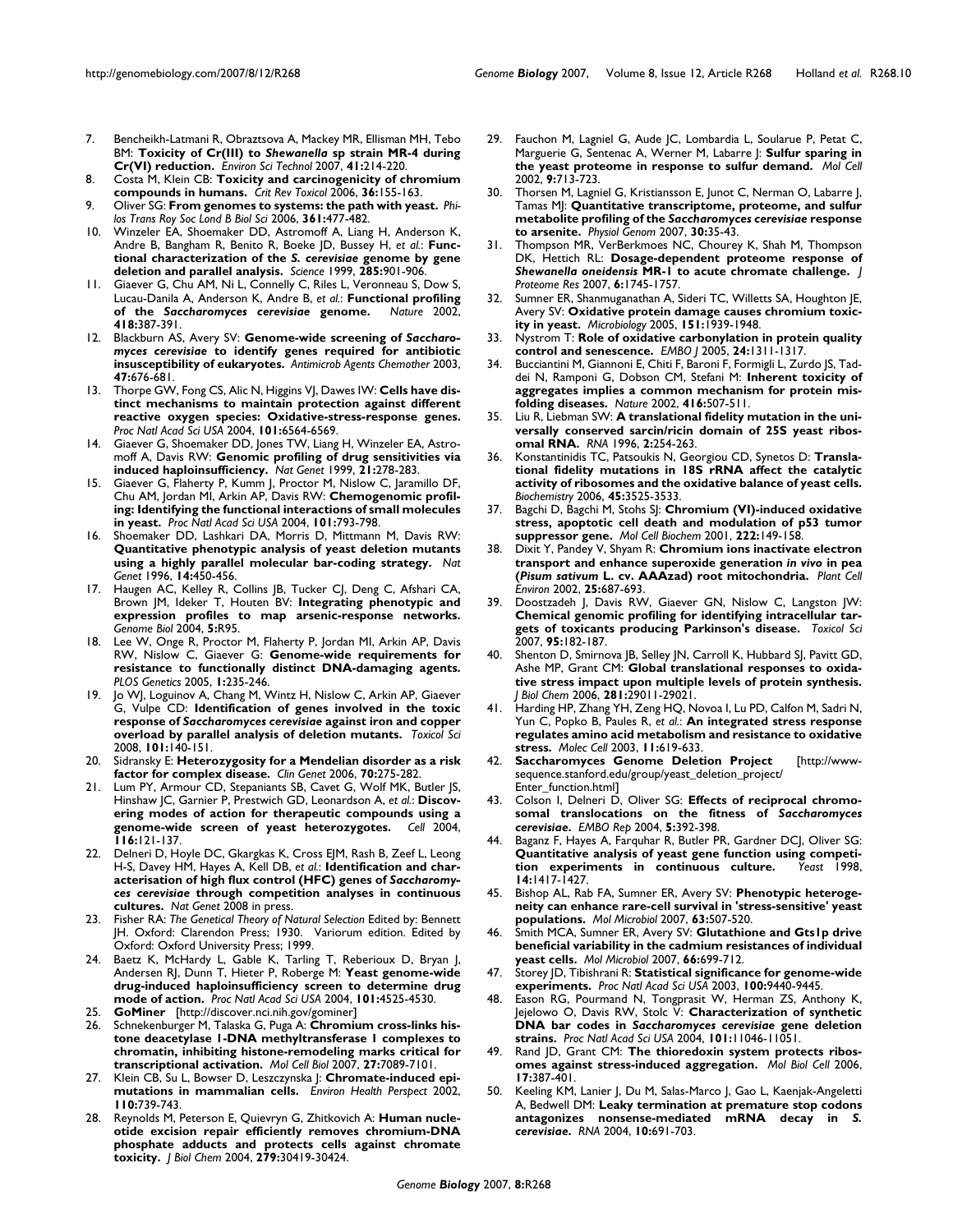7. Bencheikh-Latmani R, Obraztsova A, Mackey MR, Ellisman MH, Tebo BM: **Toxicity of Cr(III) to *Shewanella* sp strain MR-4 during Cr(VI) reduction.** *Environ Sci Technol* 2007, **41:**214-220.
8. Costa M, Klein CB: **Toxicity and carcinogenicity of chromium compounds in humans.** *Crit Rev Toxicol* 2006, **36:**155-163.
9. Oliver SG: **From genomes to systems: the path with yeast.** *Philos Trans Roy Soc Lond B Biol Sci* 2006, **361:**477-482.
10. Winzeler EA, Shoemaker DD, Astromoff A, Liang H, Anderson K, Andre B, Bangham R, Benito R, Boeke JD, Bussey H, *et al.*: **Functional characterization of the *S. cerevisiae* genome by gene deletion and parallel analysis.** *Science* 1999, **285:**901-906.
11. Giaever G, Chu AM, Ni L, Connelly C, Riles L, Veronneau S, Dow S, Lucau-Danila A, Anderson K, Andre B, *et al.*: **Functional profiling of the *Saccharomyces cerevisiae* genome.** *Nature* 2002, **418:**387-391.
12. Blackburn AS, Avery SV: **Genome-wide screening of *Saccharomyces cerevisiae* to identify genes required for antibiotic insusceptibility of eukaryotes.** *Antimicrob Agents Chemother* 2003, **47:**676-681.
13. Thorpe GW, Fong CS, Alic N, Higgins VJ, Dawes IW: **Cells have distinct mechanisms to maintain protection against different reactive oxygen species: Oxidative-stress-response genes.** *Proc Natl Acad Sci USA* 2004, **101:**6564-6569.
14. Giaever G, Shoemaker DD, Jones TW, Liang H, Winzeler EA, Astromoff A, Davis RW: **Genomic profiling of drug sensitivities via induced haploinsufficiency.** *Nat Genet* 1999, **21:**278-283.
15. Giaever G, Flaherty P, Kumm J, Proctor M, Nislow C, Jaramillo DF, Chu AM, Jordan MI, Arkin AP, Davis RW: **Chemogenomic profiling: Identifying the functional interactions of small molecules in yeast.** *Proc Natl Acad Sci USA* 2004, **101:**793-798.
16. Shoemaker DD, Lashkari DA, Morris D, Mittmann M, Davis RW: **Quantitative phenotypic analysis of yeast deletion mutants using a highly parallel molecular bar-coding strategy.** *Nat Genet* 1996, **14:**450-456.
17. Haugen AC, Kelley R, Collins JB, Tucker CJ, Deng C, Afshari CA, Brown JM, Ideker T, Houten BV: **Integrating phenotypic and expression profiles to map arsenic-response networks.** *Genome Biol* 2004, **5:**R95.
18. Lee W, Onge R, Proctor M, Flaherty P, Jordan MI, Arkin AP, Davis RW, Nislow C, Giaever G: **Genome-wide requirements for resistance to functionally distinct DNA-damaging agents.** *PLOS Genetics* 2005, **1:**235-246.
19. Jo WJ, Loguinov A, Chang M, Wintz H, Nislow C, Arkin AP, Giaever G, Vulpe CD: **Identification of genes involved in the toxic response of *Saccharomyces cerevisiae* against iron and copper overload by parallel analysis of deletion mutants.** *Toxicol Sci* 2008, **101:**140-151.
20. Sidransky E: **Heterozygosity for a Mendelian disorder as a risk factor for complex disease.** *Clin Genet* 2006, **70:**275-282.
21. Lum PY, Armour CD, Stepaniants SB, Cavet G, Wolf MK, Butler JS, Hinshaw JC, Garnier P, Prestwich GD, Leonardson A, *et al.*: **Discovering modes of action for therapeutic compounds using a genome-wide screen of yeast heterozygotes.** *Cell* 2004, **116:**121-137.
22. Delneri D, Hoyle DC, Gkargkas K, Cross EJM, Rash B, Zeef L, Leong H-S, Davey HM, Hayes A, Kell DB, *et al.*: **Identification and characterisation of high flux control (HFC) genes of *Saccharomyces cerevisiae* through competition analyses in continuous cultures.** *Nat Genet* 2008 in press.
23. Fisher RA: *The Genetical Theory of Natural Selection* Edited by: Bennett JH. Oxford: Clarendon Press; 1930. Variorum edition. Edited by Oxford: Oxford University Press; 1999.
24. Baetz K, McHardy L, Gable K, Tarling T, Reberioux D, Bryan J, Andersen RJ, Dunn T, Hieter P, Roberge M: **Yeast genome-wide drug-induced haploinsufficiency screen to determine drug mode of action.** *Proc Natl Acad Sci USA* 2004, **101:**4525-4530.
25. **GoMiner** [http://discover.nci.nih.gov/gominer]
26. Schnekenburger M, Talaska G, Puga A: **Chromium cross-links histone deacetylase 1-DNA methyltransferase 1 complexes to chromatin, inhibiting histone-remodeling marks critical for transcriptional activation.** *Mol Cell Biol* 2007, **27:**7089-7101.
27. Klein CB, Su L, Bowser D, Leszczynska J: **Chromate-induced epimutations in mammalian cells.** *Environ Health Perspect* 2002, **110:**739-743.
28. Reynolds M, Peterson E, Quievryn G, Zhitkovich A: **Human nucleotide excision repair efficiently removes chromium-DNA phosphate adducts and protects cells against chromate toxicity.** *J Biol Chem* 2004, **279:**30419-30424.
29. Fauchon M, Lagniel G, Aude JC, Lombardia L, Soularue P, Petat C, Marguerie G, Sentenac A, Werner M, Labarre J: **Sulfur sparing in the yeast proteome in response to sulfur demand.** *Mol Cell* 2002, **9:**713-723.
30. Thorsen M, Lagniel G, Kristiansson E, Junot C, Nerman O, Labarre J, Tamas MJ: **Quantitative transcriptome, proteome, and sulfur metabolite profiling of the *Saccharomyces cerevisiae* response to arsenite.** *Physiol Genom* 2007, **30:**35-43.
31. Thompson MR, VerBerkmoes NC, Chourey K, Shah M, Thompson DK, Hettich RL: **Dosage-dependent proteome response of *Shewanella oneidensis* MR-1 to acute chromate challenge.** *J Proteome Res* 2007, **6:**1745-1757.
32. Sumner ER, Shanmuganathan A, Sideri TC, Willetts SA, Houghton JE, Avery SV: **Oxidative protein damage causes chromium toxicity in yeast.** *Microbiology* 2005, **151:**1939-1948.
33. Nystrom T: **Role of oxidative carbonylation in protein quality control and senescence.** *EMBO J* 2005, **24:**1311-1317.
34. Bucciantini M, Giannoni E, Chiti F, Baroni F, Formigli L, Zurdo JS, Taddei N, Ramponi G, Dobson CM, Stefani M: **Inherent toxicity of aggregates implies a common mechanism for protein misfolding diseases.** *Nature* 2002, **416:**507-511.
35. Liu R, Liebman SW: **A translational fidelity mutation in the universally conserved sarcin/ricin domain of 25S yeast ribosomal RNA.** *RNA* 1996, **2:**254-263.
36. Konstantinidis TC, Patsoukis N, Georgiou CD, Synetos D: **Translational fidelity mutations in 18S rRNA affect the catalytic activity of ribosomes and the oxidative balance of yeast cells.** *Biochemistry* 2006, **45:**3525-3533.
37. Bagchi D, Bagchi M, Stohs SJ: **Chromium (VI)-induced oxidative stress, apoptotic cell death and modulation of p53 tumor suppressor gene.** *Mol Cell Biochem* 2001, **222:**149-158.
38. Dixit Y, Pandey V, Shyam R: **Chromium ions inactivate electron transport and enhance superoxide generation *in vivo* in pea (*Pisum sativum* L. cv. AAAzad) root mitochondria.** *Plant Cell Environ* 2002, **25:**687-693.
39. Doostzadeh J, Davis RW, Giaever GN, Nislow C, Langston JW: **Chemical genomic profiling for identifying intracellular targets of toxicants producing Parkinson's disease.** *Toxicol Sci* 2007, **95:**182-187.
40. Shenton D, Smirnova JB, Selley JN, Carroll K, Hubbard SJ, Pavitt GD, Ashe MP, Grant CM: **Global translational responses to oxidative stress impact upon multiple levels of protein synthesis.** *J Biol Chem* 2006, **281:**29011-29021.
41. Harding HP, Zhang YH, Zeng HQ, Novoa I, Lu PD, Calfon M, Sadri N, Yun C, Popko B, Paules R, *et al.*: **An integrated stress response regulates amino acid metabolism and resistance to oxidative stress.** *Molec Cell* 2003, **11:**619-633.
42. **Saccharomyces Genome Deletion Project** [http://www-sequence.stanford.edu/group/yeast_deletion_project/Enter_function.html]
43. Colson I, Delneri D, Oliver SG: **Effects of reciprocal chromosomal translocations on the fitness of *Saccharomyces cerevisiae*.** *EMBO Rep* 2004, **5:**392-398.
44. Baganz F, Hayes A, Farquhar R, Butler PR, Gardner DCJ, Oliver SG: **Quantitative analysis of yeast gene function using competition experiments in continuous culture.** *Yeast* 1998, **14:**1417-1427.
45. Bishop AL, Rab FA, Sumner ER, Avery SV: **Phenotypic heterogeneity can enhance rare-cell survival in 'stress-sensitive' yeast populations.** *Mol Microbiol* 2007, **63:**507-520.
46. Smith MCA, Sumner ER, Avery SV: **Glutathione and Gts1p drive beneficial variability in the cadmium resistances of individual yeast cells.** *Mol Microbiol* 2007, **66:**699-712.
47. Storey JD, Tibishrani R: **Statistical significance for genome-wide experiments.** *Proc Natl Acad Sci USA* 2003, **100:**9440-9445.
48. Eason RG, Pourmand N, Tongprasit W, Herman ZS, Anthony K, Jejelowo O, Davis RW, Stolc V: **Characterization of synthetic DNA bar codes in *Saccharomyces cerevisiae* gene deletion strains.** *Proc Natl Acad Sci USA* 2004, **101:**11046-11051.
49. Rand JD, Grant CM: **The thioredoxin system protects ribosomes against stress-induced aggregation.** *Mol Biol Cell* 2006, **17:**387-401.
50. Keeling KM, Lanier J, Du M, Salas-Marco J, Gao L, Kaenjak-Angeletti A, Bedwell DM: **Leaky termination at premature stop codons antagonizes nonsense-mediated mRNA decay in *S. cerevisiae*.** *RNA* 2004, **10:**691-703.